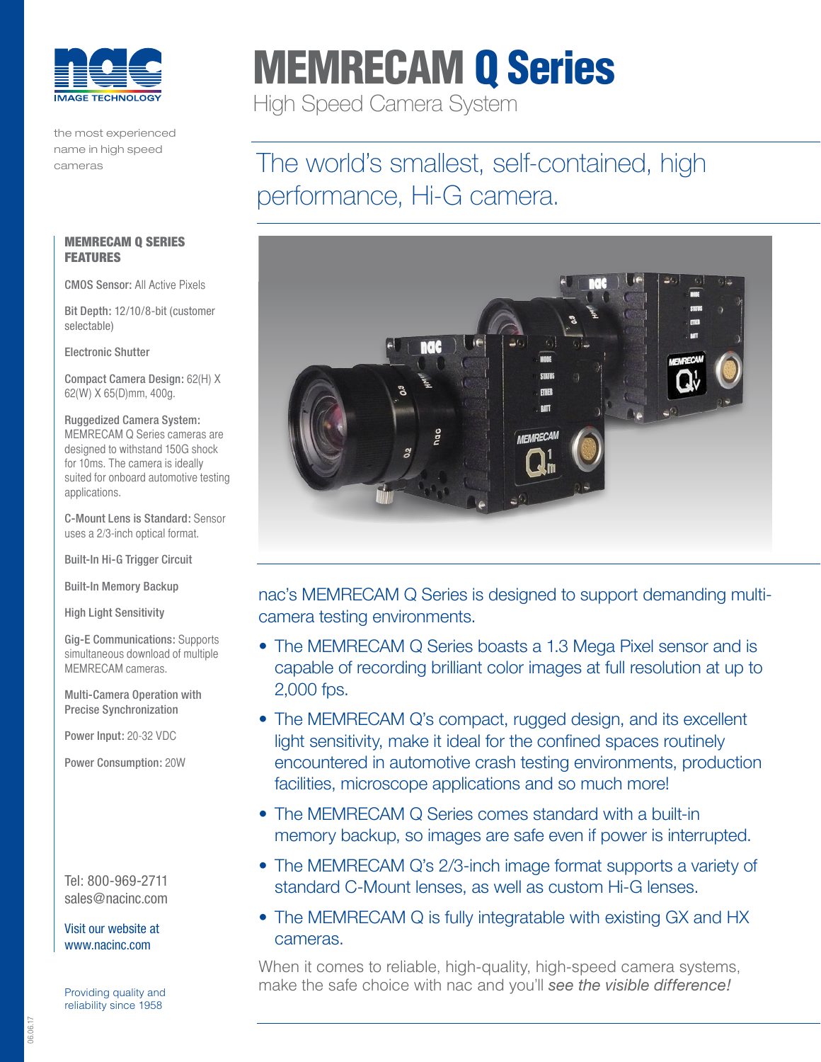nac IMAGE TECHNOLOGY

the most experienced name in high speed cameras

# MEMRECAM Q Series

High Speed Camera System

## The world's smallest, self-contained, high performance, Hi-G camera.

### MEMRECAM Q SERIES FEATURES

**CMOS Sensor:** All Active Pixels

**Bit Depth:** 12/10/8-bit (customer selectable)

**Electronic Shutter**

**Compact Camera Design:** 62(H) X 62(W) X 65(D)mm, 400g.

**Ruggedized Camera System:** MEMRECAM Q Series cameras are designed to withstand 150G shock for 10ms. The camera is ideally suited for onboard automotive testing applications.

**C-Mount Lens is Standard:** Sensor uses a 2/3-inch optical format.

**Built-In Hi-G Trigger Circuit**

**Built-In Memory Backup**

**High Light Sensitivity**

**Gig-E Communications:** Supports simultaneous download of multiple MEMRECAM cameras.

**Multi-Camera Operation with Precise Synchronization**

**Power Input:** 20-32 VDC

**Power Consumption:** 20W

Tel: 800-969-2711
sales@nacinc.com

Visit our website at www.nacinc.com

Providing quality and reliability since 1958

nac's MEMRECAM Q Series is designed to support demanding multi-camera testing environments.

- The MEMRECAM Q Series boasts a 1.3 Mega Pixel sensor and is capable of recording brilliant color images at full resolution at up to 2,000 fps.
- The MEMRECAM Q's compact, rugged design, and its excellent light sensitivity, make it ideal for the confined spaces routinely encountered in automotive crash testing environments, production facilities, microscope applications and so much more!
- The MEMRECAM Q Series comes standard with a built-in memory backup, so images are safe even if power is interrupted.
- The MEMRECAM Q's 2/3-inch image format supports a variety of standard C-Mount lenses, as well as custom Hi-G lenses.
- The MEMRECAM Q is fully integratable with existing GX and HX cameras.

When it comes to reliable, high-quality, high-speed camera systems, make the safe choice with nac and you'll *see the visible difference!*

06.06.17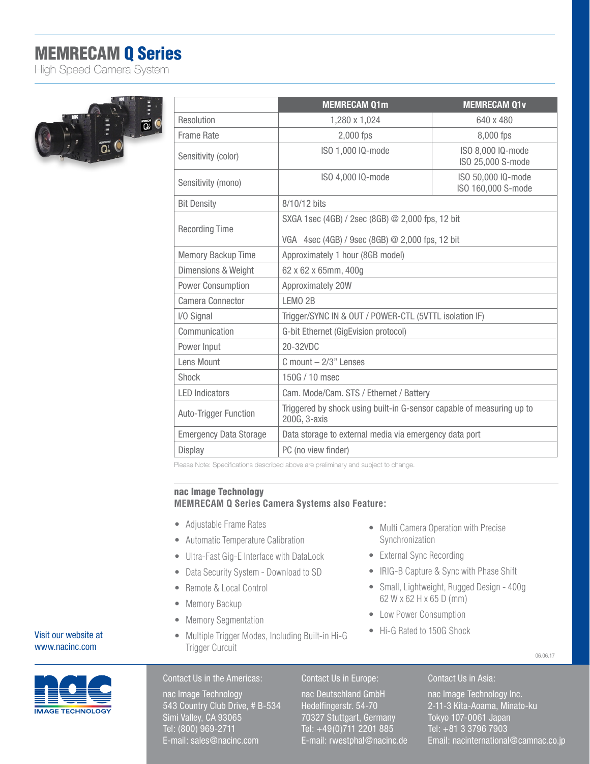# MEMRECAM Q Series

High Speed Camera System

| | MEMRECAM Q1m | MEMRECAM Q1v |
|---|---|---|
| Resolution | 1,280 x 1,024 | 640 x 480 |
| Frame Rate | 2,000 fps | 8,000 fps |
| Sensitivity (color) | ISO 1,000 IQ-mode | ISO 8,000 IQ-mode<br>ISO 25,000 S-mode |
| Sensitivity (mono) | ISO 4,000 IQ-mode | ISO 50,000 IQ-mode<br>ISO 160,000 S-mode |
| Bit Density | 8/10/12 bits | |
| Recording Time | SXGA 1sec (4GB) / 2sec (8GB) @ 2,000 fps, 12 bit<br>VGA 4sec (4GB) / 9sec (8GB) @ 2,000 fps, 12 bit | |
| Memory Backup Time | Approximately 1 hour (8GB model) | |
| Dimensions & Weight | 62 x 62 x 65mm, 400g | |
| Power Consumption | Approximately 20W | |
| Camera Connector | LEMO 2B | |
| I/O Signal | Trigger/SYNC IN & OUT / POWER-CTL (5VTTL isolation IF) | |
| Communication | G-bit Ethernet (GigEvision protocol) | |
| Power Input | 20-32VDC | |
| Lens Mount | C mount – 2/3" Lenses | |
| Shock | 150G / 10 msec | |
| LED Indicators | Cam. Mode/Cam. STS / Ethernet / Battery | |
| Auto-Trigger Function | Triggered by shock using built-in G-sensor capable of measuring up to 200G, 3-axis | |
| Emergency Data Storage | Data storage to external media via emergency data port | |
| Display | PC (no view finder) | |

Please Note: Specifications described above are preliminary and subject to change.

**nac Image Technology**
**MEMRECAM Q Series Camera Systems also Feature:**

- Adjustable Frame Rates
- Automatic Temperature Calibration
- Ultra-Fast Gig-E Interface with DataLock
- Data Security System - Download to SD
- Remote & Local Control
- Memory Backup
- Memory Segmentation
- Multiple Trigger Modes, Including Built-in Hi-G Trigger Curcuit
- Multi Camera Operation with Precise Synchronization
- External Sync Recording
- IRIG-B Capture & Sync with Phase Shift
- Small, Lightweight, Rugged Design - 400g 62 W x 62 H x 65 D (mm)
- Low Power Consumption
- Hi-G Rated to 150G Shock

Visit our website at
www.nacinc.com

06.06.17

Contact Us in the Americas:
nac Image Technology
543 Country Club Drive, # B-534
Simi Valley, CA 93065
Tel: (800) 969-2711
E-mail: sales@nacinc.com

Contact Us in Europe:
nac Deutschland GmbH
Hedelfingerstr. 54-70
70327 Stuttgart, Germany
Tel: +49(0)711 2201 885
E-mail: rwestphal@nacinc.de

Contact Us in Asia:
nac Image Technology Inc.
2-11-3 Kita-Aoama, Minato-ku
Tokyo 107-0061 Japan
Tel: +81 3 3796 7903
Email: nacinternational@camnac.co.jp